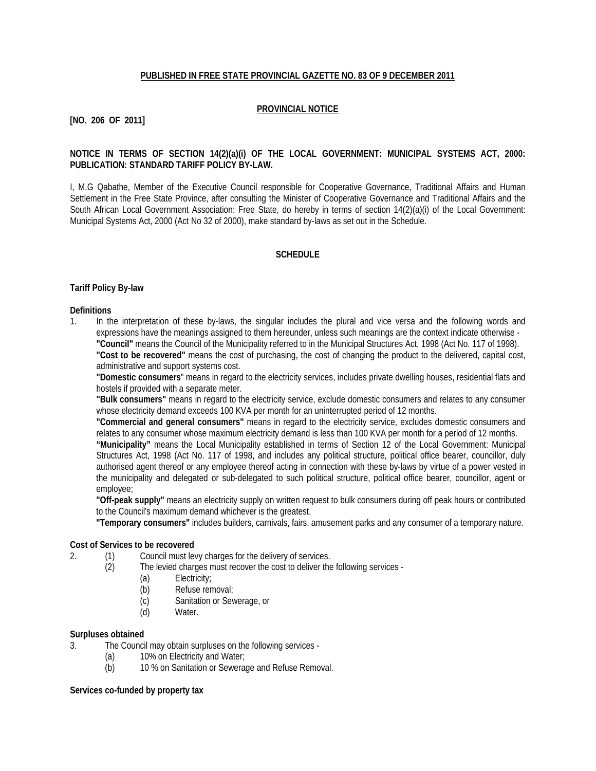**PUBLISHED IN FREE STATE PROVINCIAL GAZETTE NO. 83 OF 9 DECEMBER 2011**

**PROVINCIAL NOTICE**

**[NO. 206 OF 2011]**

**NOTICE IN TERMS OF SECTION 14(2)(a)(i) OF THE LOCAL GOVERNMENT: MUNICIPAL SYSTEMS ACT, 2000: PUBLICATION: STANDARD TARIFF POLICY BY-LAW.**

I, M.G Qabathe, Member of the Executive Council responsible for Cooperative Governance, Traditional Affairs and Human Settlement in the Free State Province, after consulting the Minister of Cooperative Governance and Traditional Affairs and the South African Local Government Association: Free State, do hereby in terms of section 14(2)(a)(i) of the Local Government: Municipal Systems Act, 2000 (Act No 32 of 2000), make standard by-laws as set out in the Schedule.

**SCHEDULE**

**Tariff Policy By-law**

**Definitions**

1. In the interpretation of these by-laws, the singular includes the plural and vice versa and the following words and expressions have the meanings assigned to them hereunder, unless such meanings are the context indicate otherwise -

   **"Council"** means the Council of the Municipality referred to in the Municipal Structures Act, 1998 (Act No. 117 of 1998).

   **"Cost to be recovered"** means the cost of purchasing, the cost of changing the product to the delivered, capital cost, administrative and support systems cost.

   **"Domestic consumers**" means in regard to the electricity services, includes private dwelling houses, residential flats and hostels if provided with a separate meter.

   **"Bulk consumers"** means in regard to the electricity service, exclude domestic consumers and relates to any consumer whose electricity demand exceeds 100 KVA per month for an uninterrupted period of 12 months.

   **"Commercial and general consumers"** means in regard to the electricity service, excludes domestic consumers and relates to any consumer whose maximum electricity demand is less than 100 KVA per month for a period of 12 months.

   **"Municipality"** means the Local Municipality established in terms of Section 12 of the Local Government: Municipal Structures Act, 1998 (Act No. 117 of 1998, and includes any political structure, political office bearer, councillor, duly authorised agent thereof or any employee thereof acting in connection with these by-laws by virtue of a power vested in the municipality and delegated or sub-delegated to such political structure, political office bearer, councillor, agent or employee;

   **"Off-peak supply"** means an electricity supply on written request to bulk consumers during off peak hours or contributed to the Council's maximum demand whichever is the greatest.

   **"Temporary consumers"** includes builders, carnivals, fairs, amusement parks and any consumer of a temporary nature.

**Cost of Services to be recovered**

2. (1) Council must levy charges for the delivery of services.

   (2) The levied charges must recover the cost to deliver the following services -

   (a) Electricity;

   (b) Refuse removal;

   (c) Sanitation or Sewerage, or

   (d) Water.

**Surpluses obtained**

3. The Council may obtain surpluses on the following services -

   (a) 10% on Electricity and Water;

   (b) 10 % on Sanitation or Sewerage and Refuse Removal.

**Services co-funded by property tax**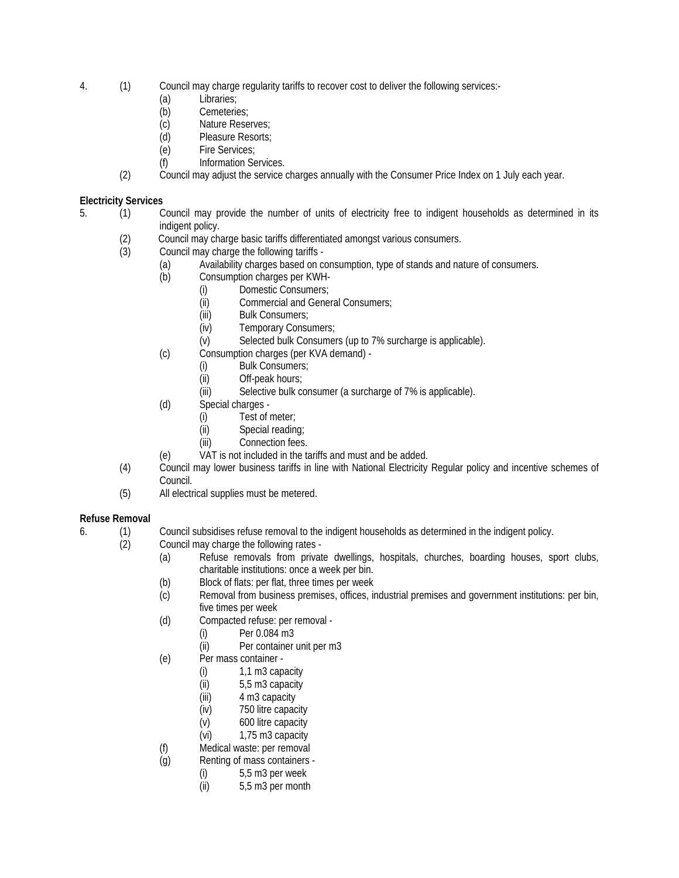4. (1) Council may charge regularity tariffs to recover cost to deliver the following services:-
   - (a) Libraries;
   - (b) Cemeteries;
   - (c) Nature Reserves;
   - (d) Pleasure Resorts;
   - (e) Fire Services;
   - (f) Information Services.

   (2) Council may adjust the service charges annually with the Consumer Price Index on 1 July each year.

**Electricity Services**

5. (1) Council may provide the number of units of electricity free to indigent households as determined in its indigent policy.

   (2) Council may charge basic tariffs differentiated amongst various consumers.

   (3) Council may charge the following tariffs -
   - (a) Availability charges based on consumption, type of stands and nature of consumers.
   - (b) Consumption charges per KWH-
     - (i) Domestic Consumers;
     - (ii) Commercial and General Consumers;
     - (iii) Bulk Consumers;
     - (iv) Temporary Consumers;
     - (v) Selected bulk Consumers (up to 7% surcharge is applicable).
   - (c) Consumption charges (per KVA demand) -
     - (i) Bulk Consumers;
     - (ii) Off-peak hours;
     - (iii) Selective bulk consumer (a surcharge of 7% is applicable).
   - (d) Special charges -
     - (i) Test of meter;
     - (ii) Special reading;
     - (iii) Connection fees.
   - (e) VAT is not included in the tariffs and must and be added.

   (4) Council may lower business tariffs in line with National Electricity Regular policy and incentive schemes of Council.

   (5) All electrical supplies must be metered.

**Refuse Removal**

6. (1) Council subsidises refuse removal to the indigent households as determined in the indigent policy.

   (2) Council may charge the following rates -
   - (a) Refuse removals from private dwellings, hospitals, churches, boarding houses, sport clubs, charitable institutions: once a week per bin.
   - (b) Block of flats: per flat, three times per week
   - (c) Removal from business premises, offices, industrial premises and government institutions: per bin, five times per week
   - (d) Compacted refuse: per removal -
     - (i) Per 0.084 m3
     - (ii) Per container unit per m3
   - (e) Per mass container -
     - (i) 1,1 m3 capacity
     - (ii) 5,5 m3 capacity
     - (iii) 4 m3 capacity
     - (iv) 750 litre capacity
     - (v) 600 litre capacity
     - (vi) 1,75 m3 capacity
   - (f) Medical waste: per removal
   - (g) Renting of mass containers -
     - (i) 5,5 m3 per week
     - (ii) 5,5 m3 per month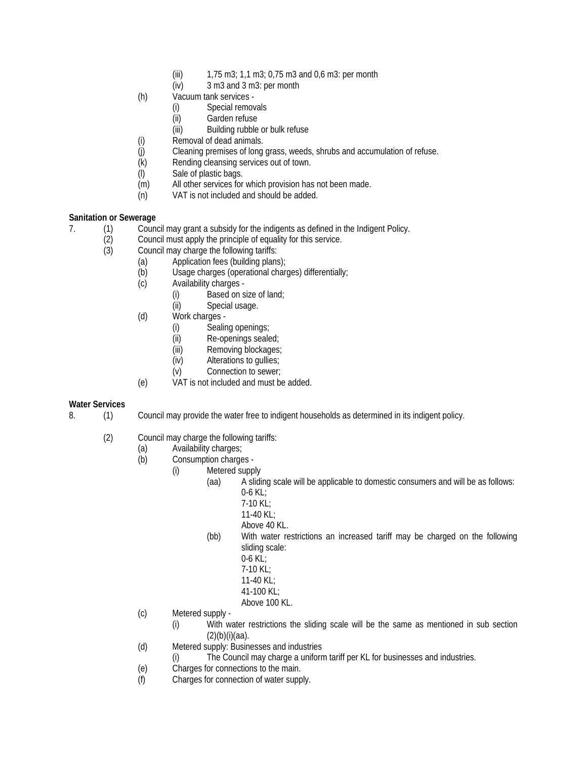(iii) 1,75 m3; 1,1 m3; 0,75 m3 and 0,6 m3: per month
(iv) 3 m3 and 3 m3: per month

(h) Vacuum tank services -
  (i) Special removals
  (ii) Garden refuse
  (iii) Building rubble or bulk refuse

(i) Removal of dead animals.
(j) Cleaning premises of long grass, weeds, shrubs and accumulation of refuse.
(k) Rending cleansing services out of town.
(l) Sale of plastic bags.
(m) All other services for which provision has not been made.
(n) VAT is not included and should be added.

**Sanitation or Sewerage**

7. (1) Council may grant a subsidy for the indigents as defined in the Indigent Policy.
   (2) Council must apply the principle of equality for this service.
   (3) Council may charge the following tariffs:
      (a) Application fees (building plans);
      (b) Usage charges (operational charges) differentially;
      (c) Availability charges -
         (i) Based on size of land;
         (ii) Special usage.
      (d) Work charges -
         (i) Sealing openings;
         (ii) Re-openings sealed;
         (iii) Removing blockages;
         (iv) Alterations to gullies;
         (v) Connection to sewer;
      (e) VAT is not included and must be added.

**Water Services**

8. (1) Council may provide the water free to indigent households as determined in its indigent policy.

   (2) Council may charge the following tariffs:
      (a) Availability charges;
      (b) Consumption charges -
         (i) Metered supply
            (aa) A sliding scale will be applicable to domestic consumers and will be as follows:
               0-6 KL;
               7-10 KL;
               11-40 KL;
               Above 40 KL.
            (bb) With water restrictions an increased tariff may be charged on the following sliding scale:
               0-6 KL;
               7-10 KL;
               11-40 KL;
               41-100 KL;
               Above 100 KL.
      (c) Metered supply -
         (i) With water restrictions the sliding scale will be the same as mentioned in sub section (2)(b)(i)(aa).
      (d) Metered supply: Businesses and industries
         (i) The Council may charge a uniform tariff per KL for businesses and industries.
      (e) Charges for connections to the main.
      (f) Charges for connection of water supply.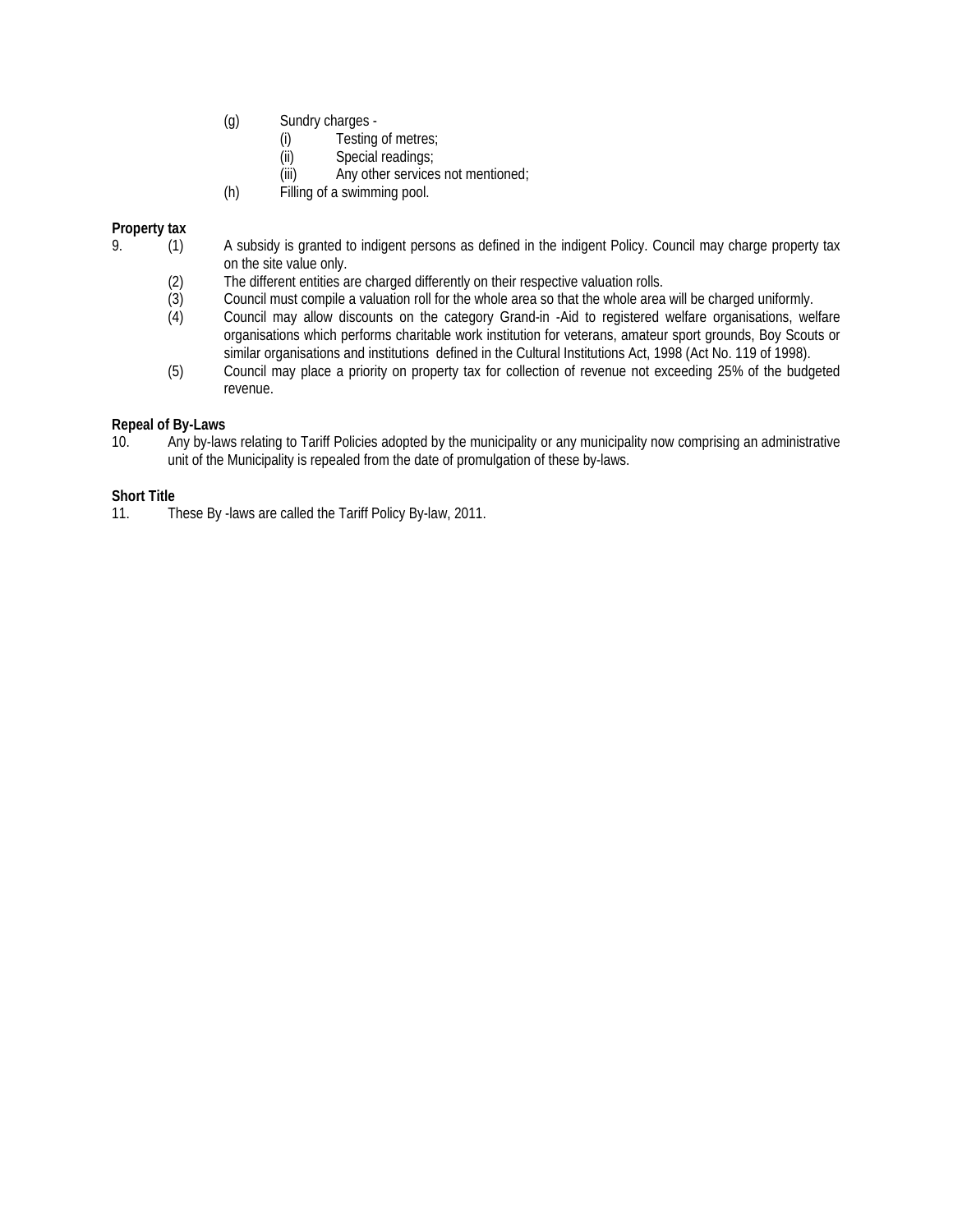(g) Sundry charges -

  (i) Testing of metres;

  (ii) Special readings;

  (iii) Any other services not mentioned;

(h) Filling of a swimming pool.

**Property tax**

9. (1) A subsidy is granted to indigent persons as defined in the indigent Policy. Council may charge property tax on the site value only.

(2) The different entities are charged differently on their respective valuation rolls.

(3) Council must compile a valuation roll for the whole area so that the whole area will be charged uniformly.

(4) Council may allow discounts on the category Grand-in -Aid to registered welfare organisations, welfare organisations which performs charitable work institution for veterans, amateur sport grounds, Boy Scouts or similar organisations and institutions defined in the Cultural Institutions Act, 1998 (Act No. 119 of 1998).

(5) Council may place a priority on property tax for collection of revenue not exceeding 25% of the budgeted revenue.

**Repeal of By-Laws**

10. Any by-laws relating to Tariff Policies adopted by the municipality or any municipality now comprising an administrative unit of the Municipality is repealed from the date of promulgation of these by-laws.

**Short Title**

11. These By -laws are called the Tariff Policy By-law, 2011.